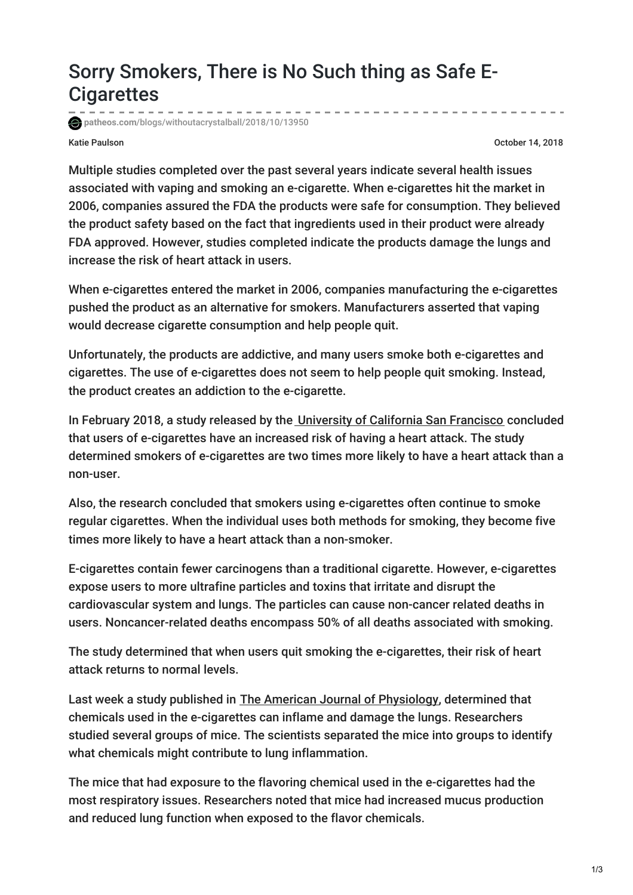# Sorry Smokers, There is No Such thing as Safe E-Cigarettes

patheos.com/blogs/withoutacrystalball/2018/10/13950

Katie Paulson

October 14, 2018

Multiple studies completed over the past several years indicate several health issues associated with vaping and smoking an e-cigarette. When e-cigarettes hit the market in 2006, companies assured the FDA the products were safe for consumption. They believed the product safety based on the fact that ingredients used in their product were already FDA approved. However, studies completed indicate the products damage the lungs and increase the risk of heart attack in users.

When e-cigarettes entered the market in 2006, companies manufacturing the e-cigarettes pushed the product as an alternative for smokers. Manufacturers asserted that vaping would decrease cigarette consumption and help people quit.

Unfortunately, the products are addictive, and many users smoke both e-cigarettes and cigarettes. The use of e-cigarettes does not seem to help people quit smoking. Instead, the product creates an addiction to the e-cigarette.

In February 2018, a study released by the University of California San Francisco concluded that users of e-cigarettes have an increased risk of having a heart attack. The study determined smokers of e-cigarettes are two times more likely to have a heart attack than a non-user.

Also, the research concluded that smokers using e-cigarettes often continue to smoke regular cigarettes. When the individual uses both methods for smoking, they become five times more likely to have a heart attack than a non-smoker.

E-cigarettes contain fewer carcinogens than a traditional cigarette. However, e-cigarettes expose users to more ultrafine particles and toxins that irritate and disrupt the cardiovascular system and lungs. The particles can cause non-cancer related deaths in users. Noncancer-related deaths encompass 50% of all deaths associated with smoking.

The study determined that when users quit smoking the e-cigarettes, their risk of heart attack returns to normal levels.

Last week a study published in The American Journal of Physiology, determined that chemicals used in the e-cigarettes can inflame and damage the lungs. Researchers studied several groups of mice. The scientists separated the mice into groups to identify what chemicals might contribute to lung inflammation.

The mice that had exposure to the flavoring chemical used in the e-cigarettes had the most respiratory issues. Researchers noted that mice had increased mucus production and reduced lung function when exposed to the flavor chemicals.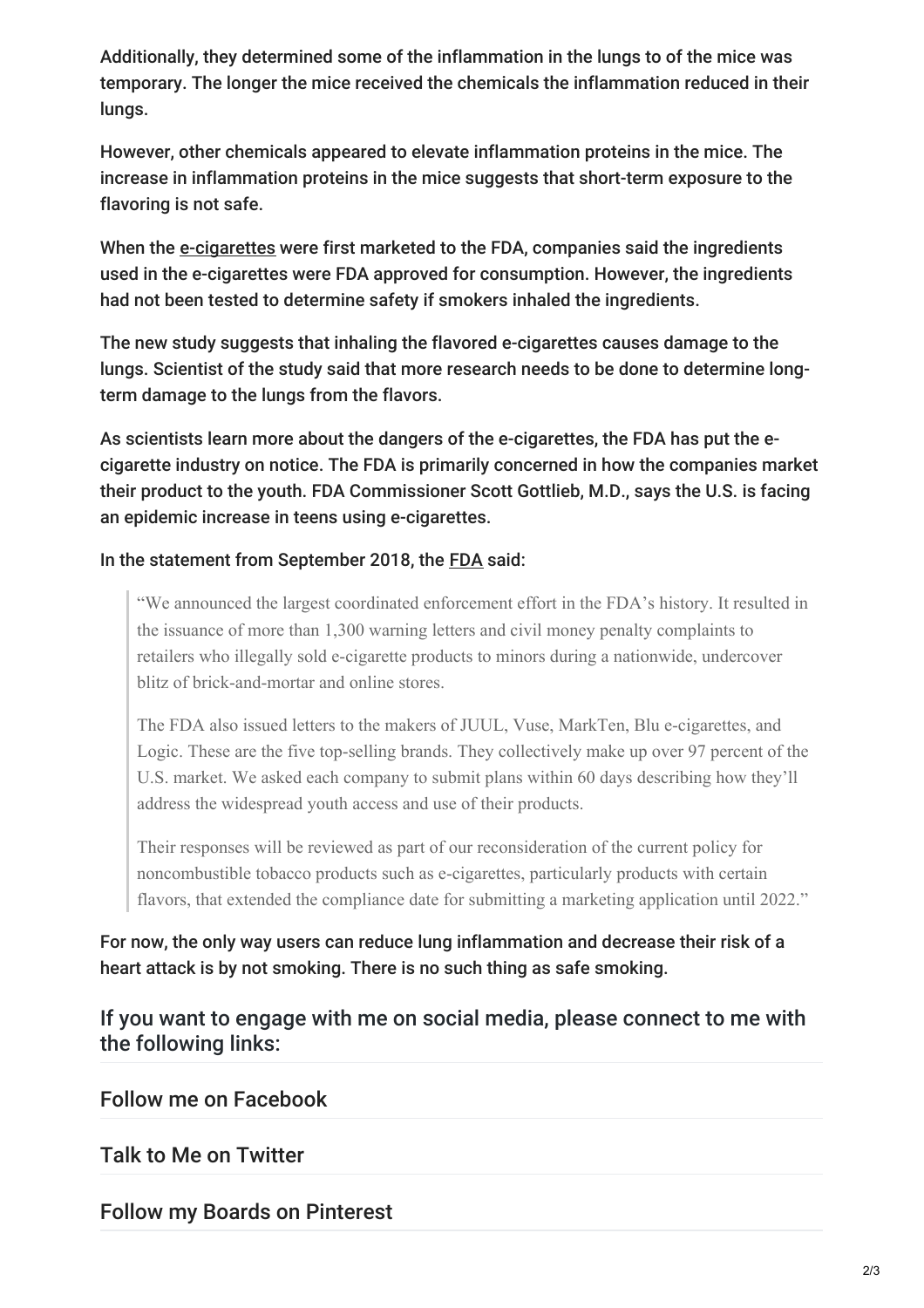Additionally, they determined some of the inflammation in the lungs to of the mice was temporary. The longer the mice received the chemicals the inflammation reduced in their lungs.

However, other chemicals appeared to elevate inflammation proteins in the mice. The increase in inflammation proteins in the mice suggests that short-term exposure to the flavoring is not safe.

When the e-cigarettes were first marketed to the FDA, companies said the ingredients used in the e-cigarettes were FDA approved for consumption. However, the ingredients had not been tested to determine safety if smokers inhaled the ingredients.

The new study suggests that inhaling the flavored e-cigarettes causes damage to the lungs. Scientist of the study said that more research needs to be done to determine long-term damage to the lungs from the flavors.

As scientists learn more about the dangers of the e-cigarettes, the FDA has put the e-cigarette industry on notice. The FDA is primarily concerned in how the companies market their product to the youth. FDA Commissioner Scott Gottlieb, M.D., says the U.S. is facing an epidemic increase in teens using e-cigarettes.

In the statement from September 2018, the FDA said:

> "We announced the largest coordinated enforcement effort in the FDA's history. It resulted in the issuance of more than 1,300 warning letters and civil money penalty complaints to retailers who illegally sold e-cigarette products to minors during a nationwide, undercover blitz of brick-and-mortar and online stores.
>
> The FDA also issued letters to the makers of JUUL, Vuse, MarkTen, Blu e-cigarettes, and Logic. These are the five top-selling brands. They collectively make up over 97 percent of the U.S. market. We asked each company to submit plans within 60 days describing how they'll address the widespread youth access and use of their products.
>
> Their responses will be reviewed as part of our reconsideration of the current policy for noncombustible tobacco products such as e-cigarettes, particularly products with certain flavors, that extended the compliance date for submitting a marketing application until 2022."

For now, the only way users can reduce lung inflammation and decrease their risk of a heart attack is by not smoking. There is no such thing as safe smoking.

## If you want to engage with me on social media, please connect to me with the following links:

### Follow me on Facebook

### Talk to Me on Twitter

### Follow my Boards on Pinterest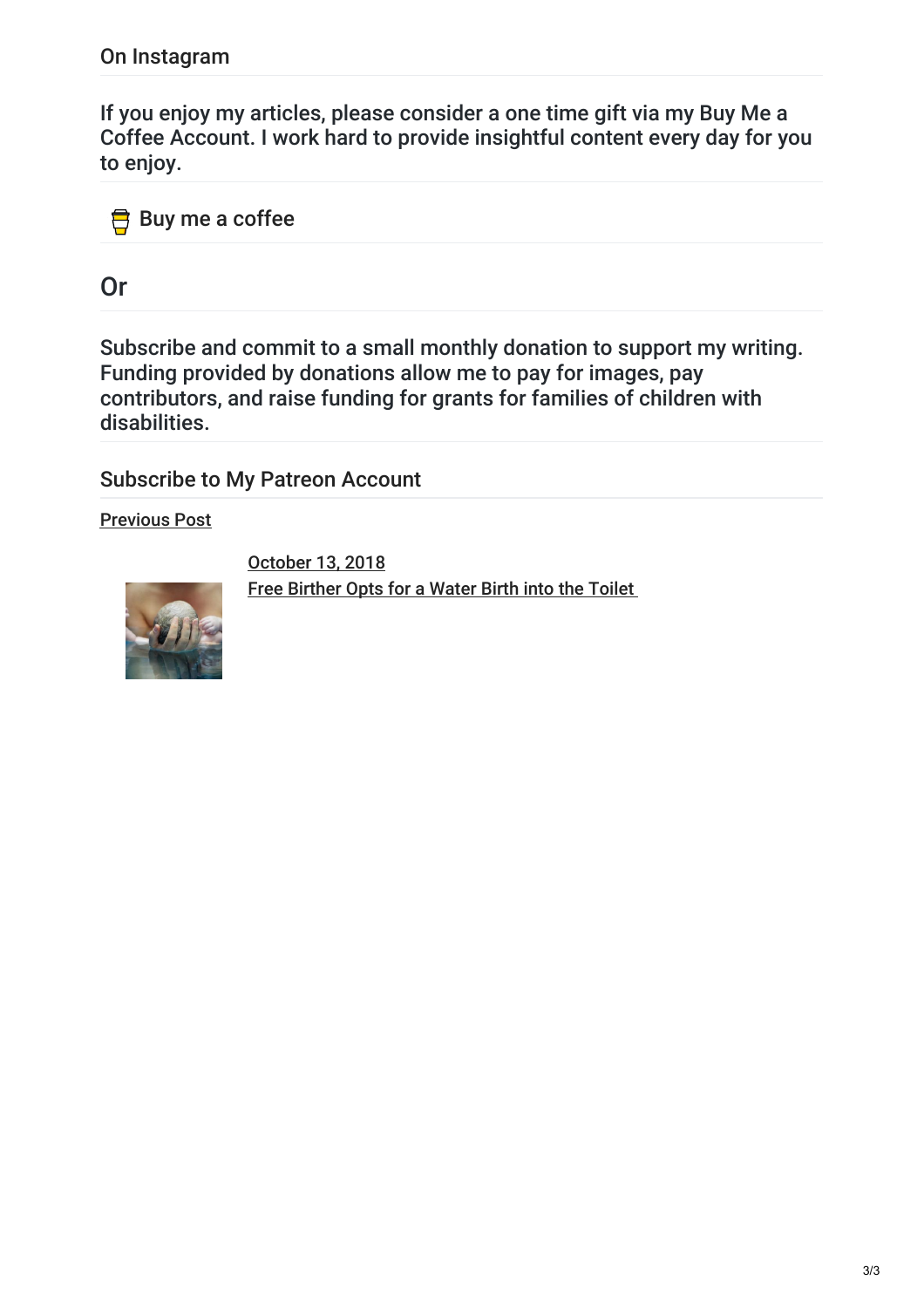On Instagram

If you enjoy my articles, please consider a one time gift via my Buy Me a Coffee Account. I work hard to provide insightful content every day for you to enjoy.

Buy me a coffee

## Or

Subscribe and commit to a small monthly donation to support my writing. Funding provided by donations allow me to pay for images, pay contributors, and raise funding for grants for families of children with disabilities.

Subscribe to My Patreon Account

Previous Post

October 13, 2018
Free Birther Opts for a Water Birth into the Toilet